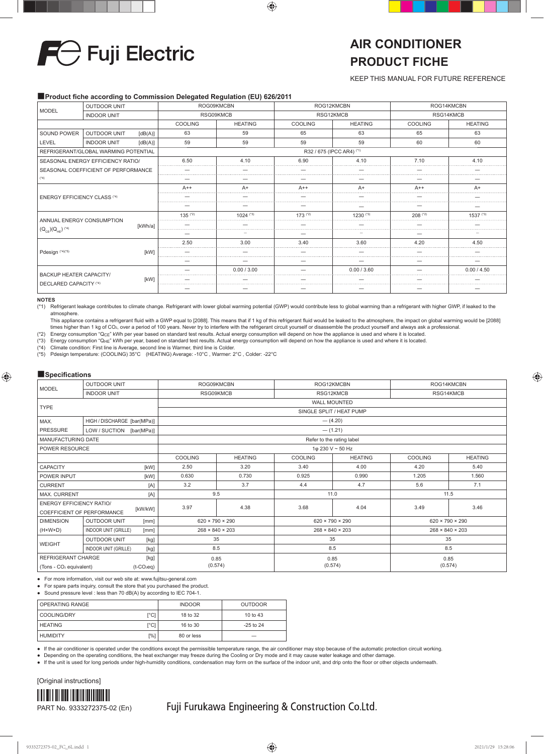Fuji Electric

# AIR CONDITIONER PRODUCT FICHE

KEEP THIS MANUAL FOR FUTURE REFERENCE

## Product fiche according to Commission Delegated Regulation (EU) 626/2011

| MODEL | OUTDOOR UNIT | | ROG09KMCBN | | ROG12KMCBN | | ROG14KMCBN | |
|---|---|---|---|---|---|---|---|---|
| | INDOOR UNIT | | RSG09KMCB | | RSG12KMCB | | RSG14KMCB | |
| | | | COOLING | HEATING | COOLING | HEATING | COOLING | HEATING |
| SOUND POWER LEVEL | OUTDOOR UNIT | [dB(A)] | 63 | 59 | 65 | 63 | 65 | 63 |
| | INDOOR UNIT | [dB(A)] | 59 | 59 | 59 | 59 | 60 | 60 |
| REFRIGERANT/GLOBAL WARMING POTENTIAL | | | R32 / 675 (IPCC AR4) (*1) | | | | | |
| SEASONAL ENERGY EFFICIENCY RATIO/ SEASONAL COEFFICIENT OF PERFORMANCE (*4) | | | 6.50 | 4.10 | 6.90 | 4.10 | 7.10 | 4.10 |
| | | | — | — | — | — | — | — |
| | | | — | — | — | — | — | — |
| ENERGY EFFICIENCY CLASS (*4) | | | A++ | A+ | A++ | A+ | A++ | A+ |
| | | | — | — | — | — | — | — |
| | | | — | — | — | — | — | — |
| ANNUAL ENERGY CONSUMPTION ($Q_{CE}$)($Q_{HE}$) (*4) | | [kWh/a] | 135 (*2) | 1024 (*3) | 173 (*2) | 1230 (*3) | 208 (*2) | 1537 (*3) |
| | | | — | — | — | — | — | — |
| | | | — | — | — | — | — | — |
| Pdesign (*4)(*5) | | [kW] | 2.50 | 3.00 | 3.40 | 3.60 | 4.20 | 4.50 |
| | | | — | — | — | — | — | — |
| | | | — | — | — | — | — | — |
| BACKUP HEATER CAPACITY/ DECLARED CAPACITY (*4) | | [kW] | — | 0.00 / 3.00 | — | 0.00 / 3.60 | — | 0.00 / 4.50 |
| | | | — | — | — | — | — | — |
| | | | — | — | — | — | — | — |

**NOTES**

(*1) Refrigerant leakage contributes to climate change. Refrigerant with lower global warming potential (GWP) would contribute less to global warming than a refrigerant with higher GWP, if leaked to the atmosphere.
This appliance contains a refrigerant fluid with a GWP equal to [2088]. This means that if 1 kg of this refrigerant fluid would be leaked to the atmosphere, the impact on global warming would be [2088] times higher than 1 kg of $CO_2$, over a period of 100 years. Never try to interfere with the refrigerant circuit yourself or disassemble the product yourself and always ask a professional.
(*2) Energy consumption "$Q_{CE}$" kWh per year based on standard test results. Actual energy consumption will depend on how the appliance is used and where it is located.
(*3) Energy consumption "$Q_{HE}$" kWh per year based on standard test results. Actual energy consumption will depend on how the appliance is used and where it is located.
(*4) Climate condition: First line is Average, second line is Warmer, third line is Colder.
(*5) Pdesign temperature: (COOLING) 35°C (HEATING) Average: -10°C , Warmer: 2°C , Colder: -22°C

## Specifications

| MODEL | OUTDOOR UNIT | | ROG09KMCBN | | ROG12KMCBN | | ROG14KMCBN | |
|---|---|---|---|---|---|---|---|---|
| | INDOOR UNIT | | RSG09KMCB | | RSG12KMCB | | RSG14KMCB | |
| TYPE | | | WALL MOUNTED | | | | | |
| | | | SINGLE SPLIT / HEAT PUMP | | | | | |
| MAX. PRESSURE | HIGH / DISCHARGE | [bar(MPa)] | — (4.20) | | | | | |
| | LOW / SUCTION | [bar(MPa)] | — (1.21) | | | | | |
| MANUFACTURING DATE | | | Refer to the rating label | | | | | |
| POWER RESOURCE | | | 1φ 230 V ~ 50 Hz | | | | | |
| | | | COOLING | HEATING | COOLING | HEATING | COOLING | HEATING |
| CAPACITY | | [kW] | 2.50 | 3.20 | 3.40 | 4.00 | 4.20 | 5.40 |
| POWER INPUT | | [kW] | 0.630 | 0.730 | 0.925 | 0.990 | 1.205 | 1.560 |
| CURRENT | | [A] | 3.2 | 3.7 | 4.4 | 4.7 | 5.6 | 7.1 |
| MAX. CURRENT | | [A] | 9.5 | | 11.0 | | 11.5 | |
| ENERGY EFFICIENCY RATIO/ COEFFICIENT OF PERFORMANCE | | [kW/kW] | 3.97 | 4.38 | 3.68 | 4.04 | 3.49 | 3.46 |
| DIMENSION (H×W×D) | OUTDOOR UNIT | [mm] | 620 × 790 × 290 | | 620 × 790 × 290 | | 620 × 790 × 290 | |
| | INDOOR UNIT (GRILLE) | [mm] | 268 × 840 × 203 | | 268 × 840 × 203 | | 268 × 840 × 203 | |
| WEIGHT | OUTDOOR UNIT | [kg] | 35 | | 35 | | 35 | |
| | INDOOR UNIT (GRILLE) | [kg] | 8.5 | | 8.5 | | 8.5 | |
| REFRIGERANT CHARGE (Tons - $CO_2$ equivalent) | | [kg] ($t\text{-}CO_2eq$) | 0.85 (0.574) | | 0.85 (0.574) | | 0.85 (0.574) | |

- For more information, visit our web site at: www.fujitsu-general.com
- For spare parts inquiry, consult the store that you purchased the product.
- Sound pressure level : less than 70 dB(A) by according to IEC 704-1.

| OPERATING RANGE | | INDOOR | OUTDOOR |
|---|---|---|---|
| COOLING/DRY | [°C] | 18 to 32 | 10 to 43 |
| HEATING | [°C] | 16 to 30 | -25 to 24 |
| HUMIDITY | [%] | 80 or less | — |

- If the air conditioner is operated under the conditions except the permissible temperature range, the air conditioner may stop because of the automatic protection circuit working.
- Depending on the operating conditions, the heat exchanger may freeze during the Cooling or Dry mode and it may cause water leakage and other damage.
- If the unit is used for long periods under high-humidity conditions, condensation may form on the surface of the indoor unit, and drip onto the floor or other objects underneath.

[Original instructions]

PART No. 9333272375-02 (En)

Fuji Furukawa Engineering & Construction Co.Ltd.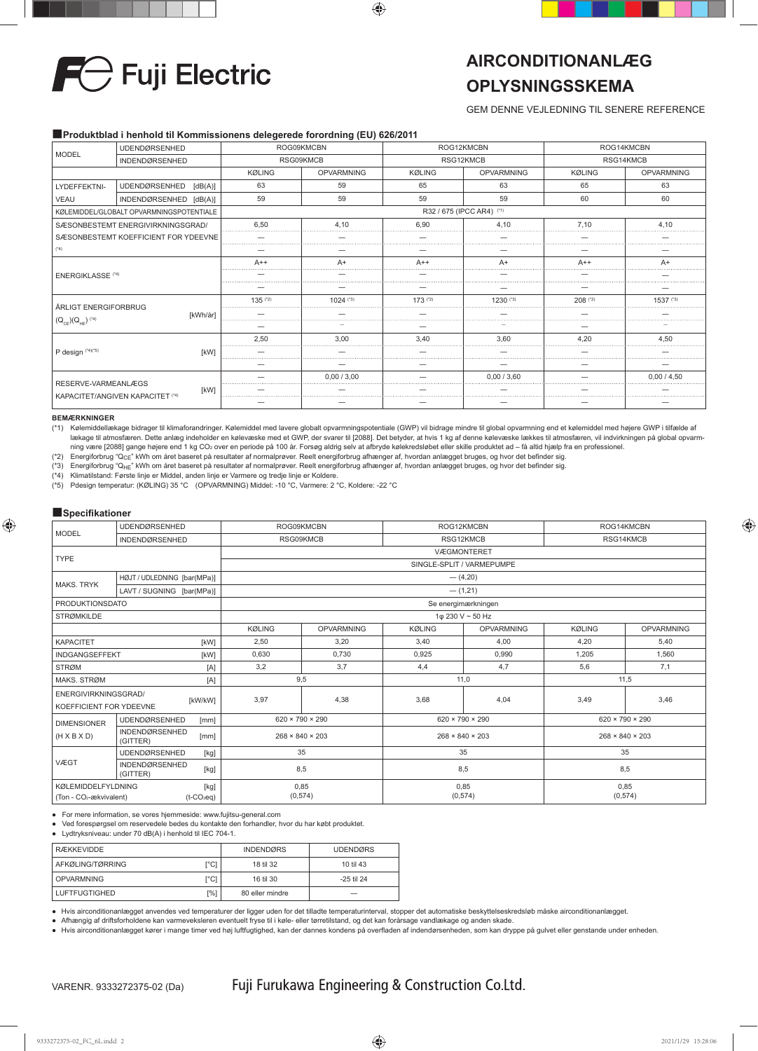Fuji Electric

# AIRCONDITIONANLÆG OPLYSNINGSSKEMA

GEM DENNE VEJLEDNING TIL SENERE REFERENCE

## ■Produktblad i henhold til Kommissionens delegerede forordning (EU) 626/2011

| MODEL | | ROG09KMCBN | | ROG12KMCBN | | ROG14KMCBN | |
|---|---|---|---|---|---|---|---|
| | UDENDØRSENHED | ROG09KMCBN | | ROG12KMCBN | | ROG14KMCBN | |
| | INDENDØRSENHED | RSG09KMCB | | RSG12KMCB | | RSG14KMCB | |
| | | KØLING | OPVARMNING | KØLING | OPVARMNING | KØLING | OPVARMNING |
| LYDEFFEKTNIVEAU | UDENDØRSENHED [dB(A)] | 63 | 59 | 65 | 63 | 65 | 63 |
| | INDENDØRSENHED [dB(A)] | 59 | 59 | 59 | 59 | 60 | 60 |
| KØLEMIDDEL/GLOBALT OPVARMNINGSPOTENTIALE | | R32 / 675 (IPCC AR4) (*1) | | | | | |
| SÆSONBESTEMT ENERGIVIRKNINGSGRAD/ SÆSONBESTEMT KOEFFICIENT FOR YDEEVNE (*4) | | 6,50 | 4,10 | 6,90 | 4,10 | 7,10 | 4,10 |
| | | — | — | — | — | — | — |
| | | — | — | — | — | — | — |
| ENERGIKLASSE (*4) | | A++ | A+ | A++ | A+ | A++ | A+ |
| | | — | — | — | — | — | — |
| | | — | — | — | — | — | — |
| ÅRLIGT ENERGIFORBRUG $(Q_{CE})(Q_{HE})$ (*4) | [kWh/år] | 135 (*2) | 1024 (*3) | 173 (*2) | 1230 (*3) | 208 (*2) | 1537 (*3) |
| | | — | — | — | — | — | — |
| | | — | — | — | — | — | — |
| P design (*4)(*5) | [kW] | 2,50 | 3,00 | 3,40 | 3,60 | 4,20 | 4,50 |
| | | — | — | — | — | — | — |
| | | — | — | — | — | — | — |
| RESERVE-VARMEANLÆGS KAPACITET/ANGIVEN KAPACITET (*4) | [kW] | — | 0,00 / 3,00 | — | 0,00 / 3,60 | — | 0,00 / 4,50 |
| | | — | — | — | — | — | — |
| | | — | — | — | — | — | — |

**BEMÆRKNINGER**

(*1) Kølemiddellækage bidrager til klimaforandringer. Kølemiddel med lavere globalt opvarmningspotentiale (GWP) vil bidrage mindre til global opvarmning end et kølemiddel med højere GWP i tilfælde af lækage til atmosfæren. Dette anlæg indeholder en kølevæske med et GWP, der svarer til [2088]. Det betyder, at hvis 1 kg af denne kølevæske lækkes til atmosfæren, vil indvirkningen på global opvarmning være [2088] gange højere end 1 kg $CO_2$ over en periode på 100 år. Forsøg aldrig selv at afbryde kølekredsløbet eller skille produktet ad – få altid hjælp fra en professionel.

(*2) Energiforbrug "$Q_{CE}$" kWh om året baseret på resultater af normalprøver. Reelt energiforbrug afhænger af, hvordan anlægget bruges, og hvor det befinder sig.

(*3) Energiforbrug "$Q_{HE}$" kWh om året baseret på resultater af normalprøver. Reelt energiforbrug afhænger af, hvordan anlægget bruges, og hvor det befinder sig.

(*4) Klimatilstand: Første linje er Middel, anden linje er Varmere og tredje linje er Koldere.

(*5) Pdesign temperatur: (KØLING) 35 °C (OPVARMNING) Middel: -10 °C, Varmere: 2 °C, Koldere: -22 °C

## ■Specifikationer

| MODEL | | | | | | | |
|---|---|---|---|---|---|---|---|
| | UDENDØRSENHED | ROG09KMCBN | | ROG12KMCBN | | ROG14KMCBN | |
| | INDENDØRSENHED | RSG09KMCB | | RSG12KMCB | | RSG14KMCB | |
| TYPE | | VÆGMONTERET | | | | | |
| | | SINGLE-SPLIT / VARMEPUMPE | | | | | |
| MAKS. TRYK | HØJT / UDLEDNING [bar(MPa)] | — (4,20) | | | | | |
| | LAVT / SUGNING [bar(MPa)] | — (1,21) | | | | | |
| PRODUKTIONSDATO | | Se energimærkningen | | | | | |
| STRØMKILDE | | 1φ 230 V ~ 50 Hz | | | | | |
| | | KØLING | OPVARMNING | KØLING | OPVARMNING | KØLING | OPVARMNING |
| KAPACITET | [kW] | 2,50 | 3,20 | 3,40 | 4,00 | 4,20 | 5,40 |
| INDGANGSEFFEKT | [kW] | 0,630 | 0,730 | 0,925 | 0,990 | 1,205 | 1,560 |
| STRØM | [A] | 3,2 | 3,7 | 4,4 | 4,7 | 5,6 | 7,1 |
| MAKS. STRØM | [A] | 9,5 | | 11,0 | | 11,5 | |
| ENERGIVIRKNINGSGRAD/ KOEFFICIENT FOR YDEEVNE | [kW/kW] | 3,97 | 4,38 | 3,68 | 4,04 | 3,49 | 3,46 |
| DIMENSIONER (H X B X D) | UDENDØRSENHED [mm] | 620 × 790 × 290 | | 620 × 790 × 290 | | 620 × 790 × 290 | |
| | INDENDØRSENHED (GITTER) [mm] | 268 × 840 × 203 | | 268 × 840 × 203 | | 268 × 840 × 203 | |
| VÆGT | UDENDØRSENHED [kg] | 35 | | 35 | | 35 | |
| | INDENDØRSENHED (GITTER) [kg] | 8,5 | | 8,5 | | 8,5 | |
| KØLEMIDDELFYLDNING [kg] (Ton - $CO_2$-ækvivalent) | (t-$CO_2$eq) | 0,85 (0,574) | | 0,85 (0,574) | | 0,85 (0,574) | |

- For mere information, se vores hjemmeside: www.fujitsu-general.com
- Ved forespørgsel om reservedele bedes du kontakte den forhandler, hvor du har købt produktet.
- Lydtryksniveau: under 70 dB(A) i henhold til IEC 704-1.

| RÆKKEVIDDE | | INDENDØRS | UDENDØRS |
|---|---|---|---|
| AFKØLING/TØRRING | [°C] | 18 til 32 | 10 til 43 |
| OPVARMNING | [°C] | 16 til 30 | -25 til 24 |
| LUFTFUGTIGHED | [%] | 80 eller mindre | — |

- Hvis airconditionanlægget anvendes ved temperaturer der ligger uden for det tilladte temperaturinterval, stopper det automatiske beskyttelseskredsløb måske airconditionanlægget.
- Afhængig af driftsforholdene kan varmeveksleren eventuelt fryse til i køle- eller tørretilstand, og det kan forårsage vandlækage og anden skade.
- Hvis airconditionanlægget kører i mange timer ved høj luftfugtighed, kan der dannes kondens på overfladen af indendørsenheden, som kan dryppe på gulvet eller genstande under enheden.

VARENR. 9333272375-02 (Da)

Fuji Furukawa Engineering & Construction Co.Ltd.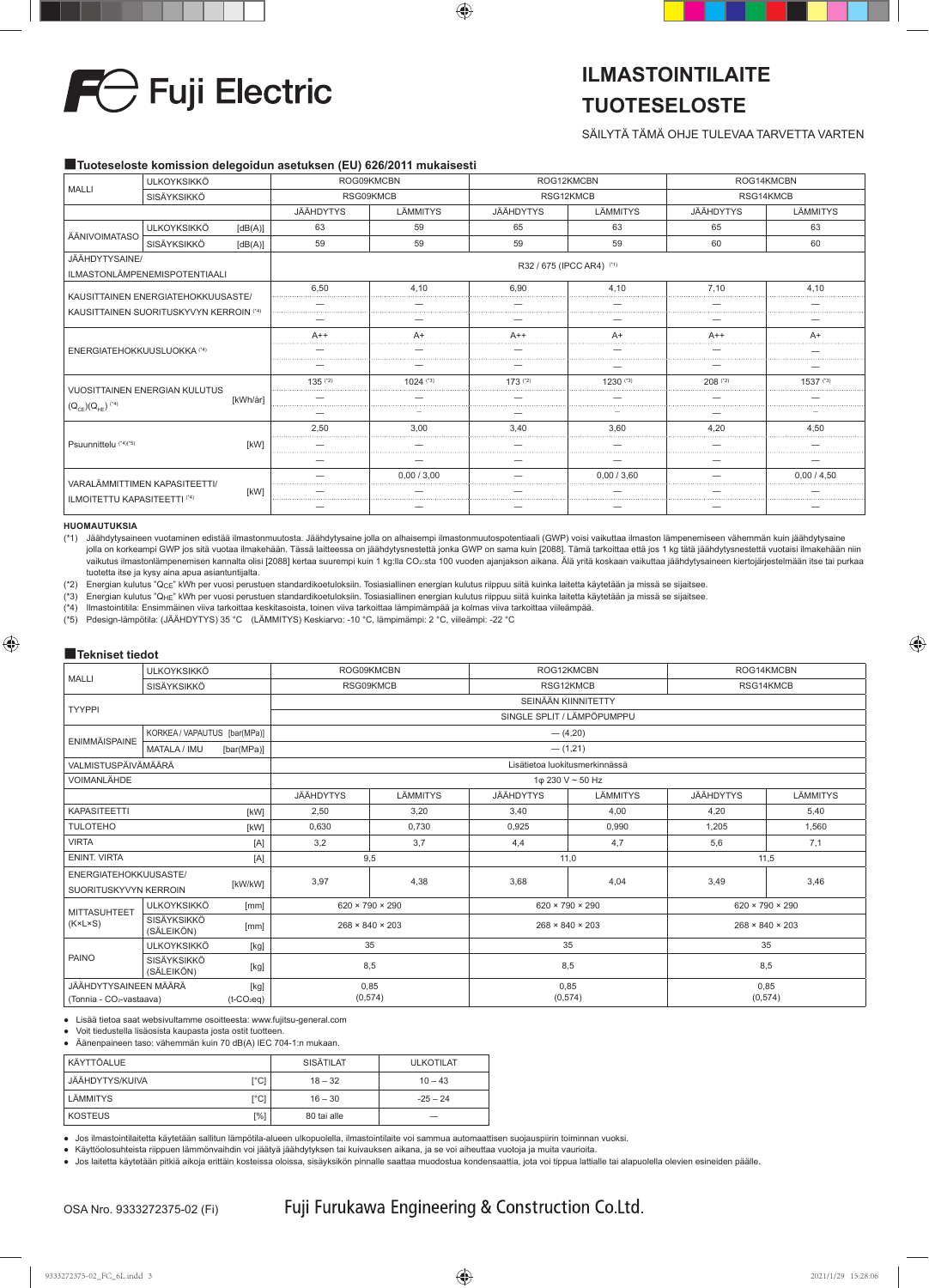Fuji Electric

# ILMASTOINTILAITE TUOTESELOSTE

SÄILYTÄ TÄMÄ OHJE TULEVAA TARVETTA VARTEN

## Tuoteseloste komission delegoidun asetuksen (EU) 626/2011 mukaisesti

| MALLI | ULKOYKSIKKÖ | | ROG09KMCBN | | ROG12KMCBN | | ROG14KMCBN | |
|---|---|---|---|---|---|---|---|---|
| | SISÄYKSIKKÖ | | RSG09KMCB | | RSG12KMCB | | RSG14KMCB | |
| | | | JÄÄHDYTYS | LÄMMITYS | JÄÄHDYTYS | LÄMMITYS | JÄÄHDYTYS | LÄMMITYS |
| ÄÄNIVOIMATASO | ULKOYKSIKKÖ | [dB(A)] | 63 | 59 | 65 | 63 | 65 | 63 |
| | SISÄYKSIKKÖ | [dB(A)] | 59 | 59 | 59 | 59 | 60 | 60 |
| JÄÄHDYTYSAINE/ ILMASTONLÄMPENEMISPOTENTIAALI | | | R32 / 675 (IPCC AR4) (*1) | | | | | |
| KAUSITTAINEN ENERGIATEHOKKUUSASTE/ KAUSITTAINEN SUORITUSKYVYN KERROIN (*4) | | | 6,50 | 4,10 | 6,90 | 4,10 | 7,10 | 4,10 |
| | | | — | — | — | — | — | — |
| | | | — | — | — | — | — | — |
| ENERGIATEHOKKUUSLUOKKA (*4) | | | A++ | A+ | A++ | A+ | A++ | A+ |
| | | | — | — | — | — | — | — |
| | | | — | — | — | — | — | — |
| VUOSITTAINEN ENERGIAN KULUTUS ($Q_{CE}$)($Q_{HE}$) (*4) | | [kWh/år] | 135 (*2) | 1024 (*3) | 173 (*2) | 1230 (*3) | 208 (*2) | 1537 (*3) |
| | | | — | — | — | — | — | — |
| | | | — | — | — | — | — | — |
| Psuunnittelu (*4)(*5) | | [kW] | 2,50 | 3,00 | 3,40 | 3,60 | 4,20 | 4,50 |
| | | | — | — | — | — | — | — |
| | | | — | — | — | — | — | — |
| VARALÄMMITTIMEN KAPASITEETTI/ ILMOITETTU KAPASITEETTI (*4) | | [kW] | — | 0,00 / 3,00 | — | 0,00 / 3,60 | — | 0,00 / 4,50 |
| | | | — | — | — | — | — | — |
| | | | — | — | — | — | — | — |

**HUOMAUTUKSIA**

(*1) Jäähdytysaineen vuotaminen edistää ilmastonmuutosta. Jäähdytysaine jolla on alhaisempi ilmastonmuutospotentiaali (GWP) voisi vaikuttaa ilmaston lämpenemiseen vähemmän kuin jäähdytysaine jolla on korkeampi GWP jos sitä vuotaa ilmakehään. Tässä laitteessa on jäähdytysnestettä jonka GWP on sama kuin [2088]. Tämä tarkoittaa että jos 1 kg tätä jäähdytysnestettä vuotaisi ilmakehään niin vaikutus ilmastonlämpenemisen kannalta olisi [2088] kertaa suurempi kuin 1 kg:lla $CO_2$:sta 100 vuoden ajanjakson aikana. Älä yritä koskaan vaikuttaa jäähdytysaineen kiertojärjestelmään itse tai purkaa tuotetta itse ja kysy aina apua asiantuntijalta.

(*2) Energian kulutus "$Q_{CE}$" kWh per vuosi perustuen standardikoetuloksiin. Tosiasiallinen energian kulutus riippuu siitä kuinka laitetta käytetään ja missä se sijaitsee.

(*3) Energian kulutus "$Q_{HE}$" kWh per vuosi perustuen standardikoetuloksiin. Tosiasiallinen energian kulutus riippuu siitä kuinka laitetta käytetään ja missä se sijaitsee.

(*4) Ilmastointitila: Ensimmäinen viiva tarkoittaa keskitasoista, toinen viiva tarkoittaa lämpimämpää ja kolmas viiva tarkoittaa viileämpää.

(*5) Pdesign-lämpötila: (JÄÄHDYTYS) 35 °C (LÄMMITYS) Keskiarvo: -10 °C, lämpimämpi: 2 °C, viileämpi: -22 °C

## Tekniset tiedot

| MALLI | ULKOYKSIKKÖ | | ROG09KMCBN | | ROG12KMCBN | | ROG14KMCBN | |
|---|---|---|---|---|---|---|---|---|
| | SISÄYKSIKKÖ | | RSG09KMCB | | RSG12KMCB | | RSG14KMCB | |
| TYYPPI | | | SEINÄÄN KIINNITETTY | | | | | |
| | | | SINGLE SPLIT / LÄMPÖPUMPPU | | | | | |
| ENIMMÄISPAINE | KORKEA / VAPAUTUS | [bar(MPa)] | — (4,20) | | | | | |
| | MATALA / IMU | [bar(MPa)] | — (1,21) | | | | | |
| VALMISTUSPÄIVÄMÄÄRÄ | | | Lisätietoa luokitusmerkinnässä | | | | | |
| VOIMANLÄHDE | | | 1φ 230 V ~ 50 Hz | | | | | |
| | | | JÄÄHDYTYS | LÄMMITYS | JÄÄHDYTYS | LÄMMITYS | JÄÄHDYTYS | LÄMMITYS |
| KAPASITEETTI | | [kW] | 2,50 | 3,20 | 3,40 | 4,00 | 4,20 | 5,40 |
| TULOTEHO | | [kW] | 0,630 | 0,730 | 0,925 | 0,990 | 1,205 | 1,560 |
| VIRTA | | [A] | 3,2 | 3,7 | 4,4 | 4,7 | 5,6 | 7,1 |
| ENINT. VIRTA | | [A] | 9,5 | | 11,0 | | 11,5 | |
| ENERGIATEHOKKUUSASTE/ SUORITUSKYVYN KERROIN | | [kW/kW] | 3,97 | 4,38 | 3,68 | 4,04 | 3,49 | 3,46 |
| MITTASUHTEET (K×L×S) | ULKOYKSIKKÖ | [mm] | 620 × 790 × 290 | | 620 × 790 × 290 | | 620 × 790 × 290 | |
| | SISÄYKSIKKÖ (SÄLEIKÖN) | [mm] | 268 × 840 × 203 | | 268 × 840 × 203 | | 268 × 840 × 203 | |
| PAINO | ULKOYKSIKKÖ | [kg] | 35 | | 35 | | 35 | |
| | SISÄYKSIKKÖ (SÄLEIKÖN) | [kg] | 8,5 | | 8,5 | | 8,5 | |
| JÄÄHDYTYSAINEEN MÄÄRÄ (Tonnia - $CO_2$-vastaava) | | [kg] ($t\text{-}CO_2eq$) | 0,85 (0,574) | | 0,85 (0,574) | | 0,85 (0,574) | |

- Lisää tietoa saat websivultamme osoitteesta: www.fujitsu-general.com
- Voit tiedustella lisäosista kaupasta josta ostit tuotteen.
- Äänenpaineen taso: vähemmän kuin 70 dB(A) IEC 704-1:n mukaan.

| KÄYTTÖALUE | | SISÄTILAT | ULKOTILAT |
|---|---|---|---|
| JÄÄHDYTYS/KUIVA | [°C] | 18 – 32 | 10 – 43 |
| LÄMMITYS | [°C] | 16 – 30 | -25 – 24 |
| KOSTEUS | [%] | 80 tai alle | — |

- Jos ilmastointilaitetta käytetään sallitun lämpötila-alueen ulkopuolella, ilmastointilaite voi sammua automaattisen suojauspiirin toiminnan vuoksi.
- Käyttöolosuhteista riippuen lämmönvaihdin voi jäätyä jäähdytyksen tai kuivauksen aikana, ja se voi aiheuttaa vuotoja ja muita vaurioita.
- Jos laitetta käytetään pitkiä aikoja erittäin kosteissa oloissa, sisäyksikön pinnalle saattaa muodostua kondensaattia, jota voi tippua lattialle tai alapuolella olevien esineiden päälle.

OSA Nro. 9333272375-02 (Fi)

Fuji Furukawa Engineering & Construction Co.Ltd.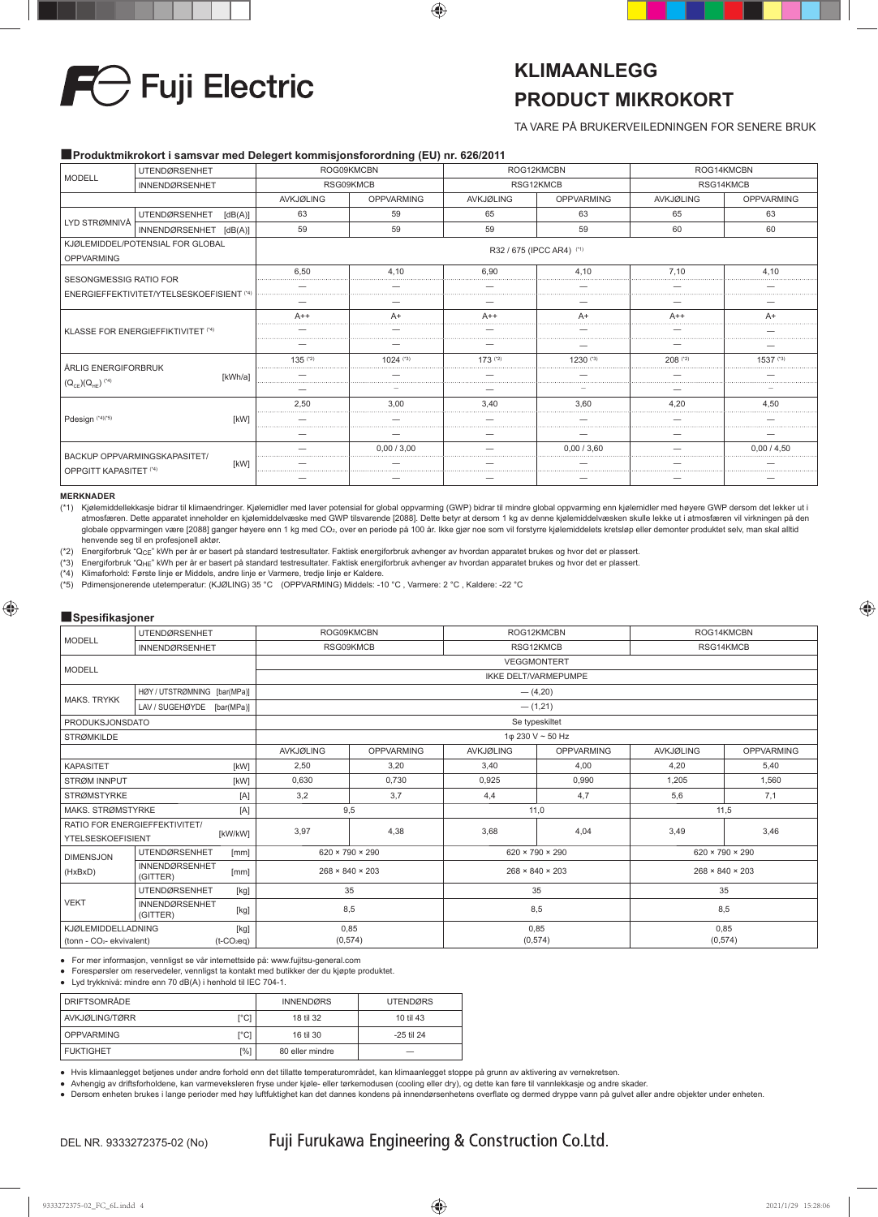Fuji Electric

# KLIMAANLEGG
# PRODUCT MIKROKORT

TA VARE PÅ BRUKERVEILEDNINGEN FOR SENERE BRUK

## ■Produktmikrokort i samsvar med Delegert kommisjonsforordning (EU) nr. 626/2011

| MODELL | | ROG09KMCBN | | ROG12KMCBN | | ROG14KMCBN | |
|---|---|---|---|---|---|---|---|
| | | RSG09KMCB | | RSG12KMCB | | RSG14KMCB | |
| | | AVKJØLING | OPPVARMING | AVKJØLING | OPPVARMING | AVKJØLING | OPPVARMING |
| LYD STRØMNIVÅ | UTENDØRSENHET [dB(A)] | 63 | 59 | 65 | 63 | 65 | 63 |
| | INNENDØRSENHET [dB(A)] | 59 | 59 | 59 | 59 | 60 | 60 |
| KJØLEMIDDEL/POTENSIAL FOR GLOBAL OPPVARMING | | R32 / 675 (IPCC AR4) (*1) | | | | | |
| SESONGMESSIG RATIO FOR ENERGIEFFEKTIVITET/YTELSESKOEFISIENT (*4) | | 6,50 | 4,10 | 6,90 | 4,10 | 7,10 | 4,10 |
| | | — | — | — | — | — | — |
| | | — | — | — | — | — | — |
| KLASSE FOR ENERGIEFFIKTIVITET (*4) | | A++ | A+ | A++ | A+ | A++ | A+ |
| | | — | — | — | — | — | — |
| | | — | — | — | — | — | — |
| ÅRLIG ENERGIFORBRUK ($Q_{CE}$)($Q_{HE}$) (*4) | [kWh/a] | 135 (*2) | 1024 (*3) | 173 (*2) | 1230 (*3) | 208 (*2) | 1537 (*3) |
| | | — | — | — | — | — | — |
| | | — | — | — | — | — | — |
| Pdesign (*4)(*5) | [kW] | 2,50 | 3,00 | 3,40 | 3,60 | 4,20 | 4,50 |
| | | — | — | — | — | — | — |
| | | — | — | — | — | — | — |
| BACKUP OPPVARMINGSKAPASITET/ OPPGITT KAPASITET (*4) | [kW] | — | 0,00 / 3,00 | — | 0,00 / 3,60 | — | 0,00 / 4,50 |
| | | — | — | — | — | — | — |
| | | — | — | — | — | — | — |

**MERKNADER**

(*1) Kjølemiddellekkasje bidrar til klimaendringer. Kjølemidler med laver potensial for global oppvarming (GWP) bidrar til mindre global oppvarming enn kjølemidler med høyere GWP dersom det lekker ut i atmosfæren. Dette apparatet inneholder en kjølemiddelvæske med GWP tilsvarende [2088]. Dette betyr at dersom 1 kg av denne kjølemiddelvæsken skulle lekke ut i atmosfæren vil virkningen på den globale oppvarmingen være [2088] ganger høyere enn 1 kg med $CO_2$, over en periode på 100 år. Ikke gjør noe som vil forstyrre kjølemiddelets kretsløp eller demonter produktet selv, man skal alltid henvende seg til en profesjonell aktør.

(*2) Energiforbruk "$Q_{CE}$" kWh per år er basert på standard testresultater. Faktisk energiforbruk avhenger av hvordan apparatet brukes og hvor det er plassert.

(*3) Energiforbruk "$Q_{HE}$" kWh per år er basert på standard testresultater. Faktisk energiforbruk avhenger av hvordan apparatet brukes og hvor det er plassert.

(*4) Klimaforhold: Første linje er Middels, andre linje er Varmere, tredje linje er Kaldere.

(*5) Pdimensjonerende utetemperatur: (KJØLING) 35 °C (OPPVARMING) Middels: -10 °C , Varmere: 2 °C , Kaldere: -22 °C

## ■Spesifikasjoner

| MODELL | | ROG09KMCBN | | ROG12KMCBN | | ROG14KMCBN | |
|---|---|---|---|---|---|---|---|
| | | RSG09KMCB | | RSG12KMCB | | RSG14KMCB | |
| MODELL | | VEGGMONTERT | | | | | |
| | | IKKE DELT/VARMEPUMPE | | | | | |
| MAKS. TRYKK | HØY / UTSTRØMNING [bar(MPa)] | — (4,20) | | | | | |
| | LAV / SUGEHØYDE [bar(MPa)] | — (1,21) | | | | | |
| PRODUKSJONSDATO | | Se typeskiltet | | | | | |
| STRØMKILDE | | 1φ 230 V ~ 50 Hz | | | | | |
| | | AVKJØLING | OPPVARMING | AVKJØLING | OPPVARMING | AVKJØLING | OPPVARMING |
| KAPASITET | [kW] | 2,50 | 3,20 | 3,40 | 4,00 | 4,20 | 5,40 |
| STRØM INNPUT | [kW] | 0,630 | 0,730 | 0,925 | 0,990 | 1,205 | 1,560 |
| STRØMSTYRKE | [A] | 3,2 | 3,7 | 4,4 | 4,7 | 5,6 | 7,1 |
| MAKS. STRØMSTYRKE | [A] | 9,5 | | 11,0 | | 11,5 | |
| RATIO FOR ENERGIEFFEKTIVITET/ YTELSESKOEFISIENT | [kW/kW] | 3,97 | 4,38 | 3,68 | 4,04 | 3,49 | 3,46 |
| DIMENSJON (HxBxD) | UTENDØRSENHET [mm] | 620 × 790 × 290 | | 620 × 790 × 290 | | 620 × 790 × 290 | |
| | INNENDØRSENHET (GITTER) [mm] | 268 × 840 × 203 | | 268 × 840 × 203 | | 268 × 840 × 203 | |
| VEKT | UTENDØRSENHET [kg] | 35 | | 35 | | 35 | |
| | INNENDØRSENHET (GITTER) [kg] | 8,5 | | 8,5 | | 8,5 | |
| KJØLEMIDDELLADNING (tonn - $CO_2$- ekvivalent) | [kg] ($t$-$CO_2$eq) | 0,85 (0,574) | | 0,85 (0,574) | | 0,85 (0,574) | |

- For mer informasjon, vennligst se vår internettside på: www.fujitsu-general.com
- Forespørsler om reservedeler, vennligst ta kontakt med butikker der du kjøpte produktet.
- Lyd trykknivå: mindre enn 70 dB(A) i henhold til IEC 704-1.

| DRIFTSOMRÅDE | | INNENDØRS | UTENDØRS |
|---|---|---|---|
| AVKJØLING/TØRR | [°C] | 18 til 32 | 10 til 43 |
| OPPVARMING | [°C] | 16 til 30 | -25 til 24 |
| FUKTIGHET | [%] | 80 eller mindre | — |

- Hvis klimaanlegget betjenes under andre forhold enn det tillatte temperaturområdet, kan klimaanlegget stoppe på grunn av aktivering av vernekretsen.
- Avhengig av driftsforholdene, kan varmeveksleren fryse under kjøle- eller tørkemodusen (cooling eller dry), og dette kan føre til vannlekkasje og andre skader.
- Dersom enheten brukes i lange perioder med høy luftfuktighet kan det dannes kondens på innendørsenhetens overflate og dermed dryppe vann på gulvet aller andre objekter under enheten.

DEL NR. 9333272375-02 (No)

Fuji Furukawa Engineering & Construction Co.Ltd.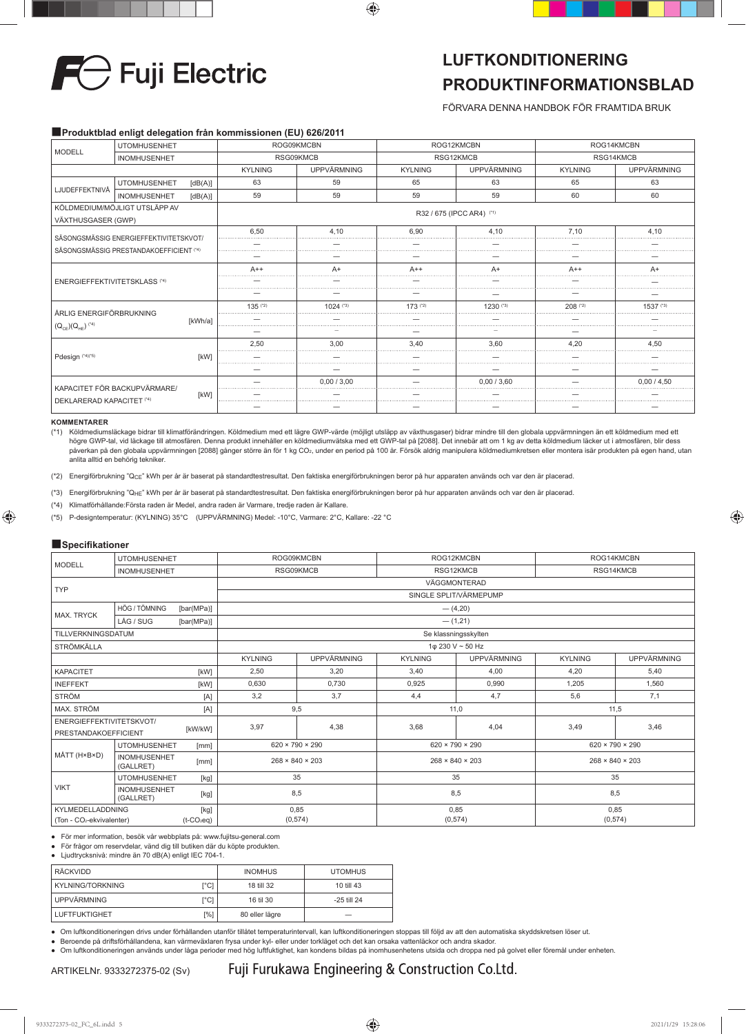# Fuji Electric

# LUFTKONDITIONERING PRODUKTINFORMATIONSBLAD

FÖRVARA DENNA HANDBOK FÖR FRAMTIDA BRUK

## Produktblad enligt delegation från kommissionen (EU) 626/2011

| MODELL | | UTOMHUSENHET | ROG09KMCBN | | ROG12KMCBN | | ROG14KMCBN | |
|---|---|---|---|---|---|---|---|---|
| | | INOMHUSENHET | RSG09KMCB | | RSG12KMCB | | RSG14KMCB | |
| | | | KYLNING | UPPVÄRMNING | KYLNING | UPPVÄRMNING | KYLNING | UPPVÄRMNING |
| LJUDEFFEKTNIVÅ | UTOMHUSENHET | [dB(A)] | 63 | 59 | 65 | 63 | 65 | 63 |
| | INOMHUSENHET | [dB(A)] | 59 | 59 | 59 | 59 | 60 | 60 |
| KÖLDMEDIUM/MÖJLIGT UTSLÄPP AV VÄXTHUSGASER (GWP) | | | R32 / 675 (IPCC AR4) (*1) | | | | | |
| SÄSONGSMÄSSIG ENERGIEFFEKTIVITETSKVOT/ SÄSONGSMÄSSIG PRESTANDAKOEFFICIENT (*4) | | | 6,50 | 4,10 | 6,90 | 4,10 | 7,10 | 4,10 |
| | | | — | — | — | — | — | — |
| | | | — | — | — | — | — | — |
| ENERGIEFFEKTIVITETSKLASS (*4) | | | A++ | A+ | A++ | A+ | A++ | A+ |
| | | | — | — | — | — | — | — |
| | | | — | — | — | — | — | — |
| ÅRLIG ENERGIFÖRBRUKNING ($Q_{CE}$)($Q_{HE}$) (*4) | | [kWh/a] | 135 (*2) | 1024 (*3) | 173 (*2) | 1230 (*3) | 208 (*2) | 1537 (*3) |
| | | | — | — | — | — | — | — |
| | | | — | — | — | — | — | — |
| Pdesign (*4)(*5) | | [kW] | 2,50 | 3,00 | 3,40 | 3,60 | 4,20 | 4,50 |
| | | | — | — | — | — | — | — |
| | | | — | — | — | — | — | — |
| KAPACITET FÖR BACKUPVÄRMARE/ DEKLARERAD KAPACITET (*4) | | [kW] | — | 0,00 / 3,00 | — | 0,00 / 3,60 | — | 0,00 / 4,50 |
| | | | — | — | — | — | — | — |
| | | | — | — | — | — | — | — |

**KOMMENTARER**

(*1) Köldmediumsläckage bidrar till klimatförändringen. Köldmedium med ett lägre GWP-värde (möjligt utsläpp av växthusgaser) bidrar mindre till den globala uppvärmningen än ett köldmedium med ett högre GWP-tal, vid läckage till atmosfären. Denna produkt innehåller en köldmediumvätska med ett GWP-tal på [2088]. Det innebär att om 1 kg av detta köldmedium läcker ut i atmosfären, blir dess påverkan på den globala uppvärmningen [2088] gånger större än för 1 kg $CO_2$, under en period på 100 år. Försök aldrig manipulera köldmediumkretsen eller montera isär produkten på egen hand, utan anlita alltid en behörig tekniker.

(*2) Energiförbrukning "$Q_{CE}$" kWh per år är baserat på standardtestresultat. Den faktiska energiförbrukningen beror på hur apparaten används och var den är placerad.

(*3) Energiförbrukning "$Q_{HE}$" kWh per år är baserat på standardtestresultat. Den faktiska energiförbrukningen beror på hur apparaten används och var den är placerad.

(*4) Klimatförhållande:Första raden är Medel, andra raden är Varmare, tredje raden är Kallare.

(*5) P-designtemperatur: (KYLNING) 35°C (UPPVÄRMNING) Medel: -10°C, Varmare: 2°C, Kallare: -22 °C

## Specifikationer

| MODELL | | UTOMHUSENHET | ROG09KMCBN | | ROG12KMCBN | | ROG14KMCBN | |
|---|---|---|---|---|---|---|---|---|
| | | INOMHUSENHET | RSG09KMCB | | RSG12KMCB | | RSG14KMCB | |
| TYP | | | VÄGGMONTERAD | | | | | |
| | | | SINGLE SPLIT/VÄRMEPUMP | | | | | |
| MAX. TRYCK | HÖG / TÖMNING | [bar(MPa)] | — (4,20) | | | | | |
| | LÅG / SUG | [bar(MPa)] | — (1,21) | | | | | |
| TILLVERKNINGSDATUM | | | Se klassningsskylten | | | | | |
| STRÖMKÄLLA | | | 1φ 230 V ~ 50 Hz | | | | | |
| | | | KYLNING | UPPVÄRMNING | KYLNING | UPPVÄRMNING | KYLNING | UPPVÄRMNING |
| KAPACITET | | [kW] | 2,50 | 3,20 | 3,40 | 4,00 | 4,20 | 5,40 |
| INEFFEKT | | [kW] | 0,630 | 0,730 | 0,925 | 0,990 | 1,205 | 1,560 |
| STRÖM | | [A] | 3,2 | 3,7 | 4,4 | 4,7 | 5,6 | 7,1 |
| MAX. STRÖM | | [A] | 9,5 | | 11,0 | | 11,5 | |
| ENERGIEFFEKTIVITETSKVOT/ PRESTANDAKOEFFICIENT | | [kW/kW] | 3,97 | 4,38 | 3,68 | 4,04 | 3,49 | 3,46 |
| MÅTT (H×B×D) | UTOMHUSENHET | [mm] | 620 × 790 × 290 | | 620 × 790 × 290 | | 620 × 790 × 290 | |
| | INOMHUSENHET (GALLRET) | [mm] | 268 × 840 × 203 | | 268 × 840 × 203 | | 268 × 840 × 203 | |
| VIKT | UTOMHUSENHET | [kg] | 35 | | 35 | | 35 | |
| | INOMHUSENHET (GALLRET) | [kg] | 8,5 | | 8,5 | | 8,5 | |
| KYLMEDELLADDNING (Ton - $CO_2$-ekvivalenter) | | [kg] ($t\text{-}CO_2eq$) | 0,85 (0,574) | | 0,85 (0,574) | | 0,85 (0,574) | |

- För mer information, besök vår webbplats på: www.fujitsu-general.com
- För frågor om reservdelar, vänd dig till butiken där du köpte produkten.
- Ljudtrycksnivå: mindre än 70 dB(A) enligt IEC 704-1.

| RÄCKVIDD | | INOMHUS | UTOMHUS |
|---|---|---|---|
| KYLNING/TORKNING | [°C] | 18 till 32 | 10 till 43 |
| UPPVÄRMNING | [°C] | 16 til 30 | -25 till 24 |
| LUFTFUKTIGHET | [%] | 80 eller lägre | — |

- Om luftkonditioneringen drivs under förhållanden utanför tillåtet temperaturintervall, kan luftkonditioneringen stoppas till följd av att den automatiska skyddskretsen löser ut.
- Beroende på driftsförhållandena, kan värmeväxlaren frysa under kyl- eller under torkläget och det kan orsaka vattenläckor och andra skador.
- Om luftkonditioneringen används under låga perioder med hög luftfuktighet, kan kondens bildas på inomhusenhetens utsida och droppa ned på golvet eller föremål under enheten.

ARTIKELNr. 9333272375-02 (Sv)

Fuji Furukawa Engineering & Construction Co.Ltd.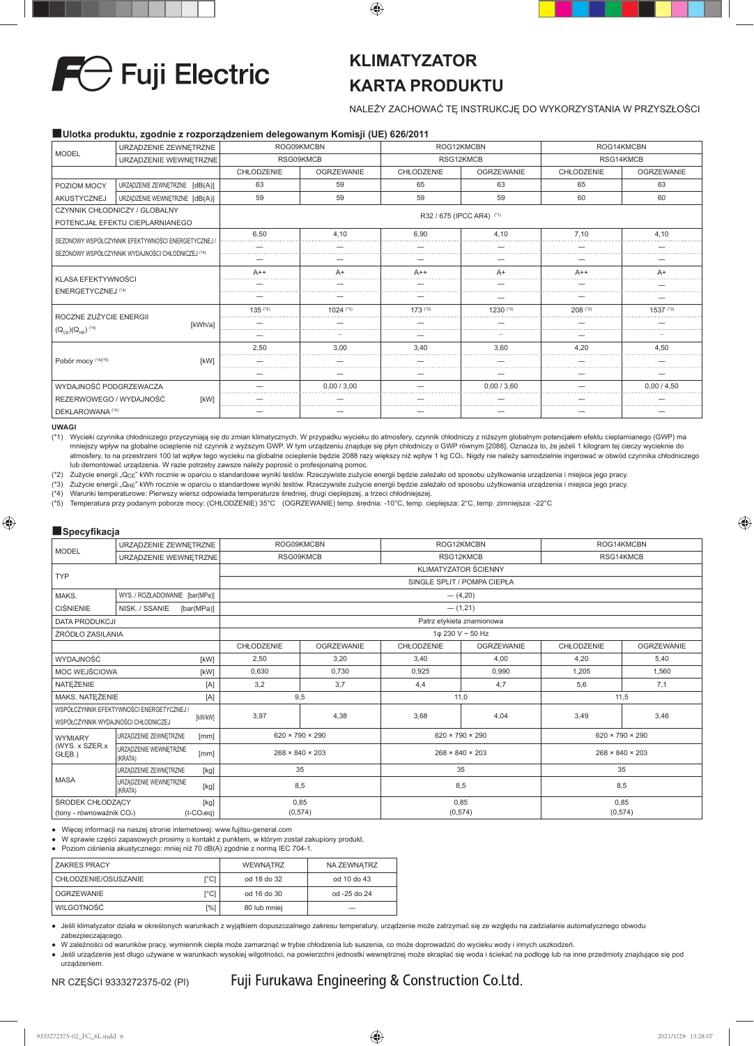# KLIMATYZATOR
# KARTA PRODUKTU

Fuji Electric

NALEŻY ZACHOWAĆ TĘ INSTRUKCJĘ DO WYKORZYSTANIA W PRZYSZŁOŚCI

## Ulotka produktu, zgodnie z rozporządzeniem delegowanym Komisji (UE) 626/2011

| MODEL | | ROG09KMCBN | | ROG12KMCBN | | ROG14KMCBN | |
|---|---|---|---|---|---|---|---|
| | URZĄDZENIE ZEWNĘTRZNE | ROG09KMCBN | | ROG12KMCBN | | ROG14KMCBN | |
| | URZĄDZENIE WEWNĘTRZNE | RSG09KMCB | | RSG12KMCB | | RSG14KMCB | |
| | | CHŁODZENIE | OGRZEWANIE | CHŁODZENIE | OGRZEWANIE | CHŁODZENIE | OGRZEWANIE |
| POZIOM MOCY AKUSTYCZNEJ | URZĄDZENIE ZEWNĘTRZNE [dB(A)] | 63 | 59 | 65 | 63 | 65 | 63 |
| | URZĄDZENIE WEWNĘTRZNE [dB(A)] | 59 | 59 | 59 | 59 | 60 | 60 |
| CZYNNIK CHŁODNICZY / GLOBALNY POTENCJAŁ EFEKTU CIEPLARNIANEGO | | R32 / 675 (IPCC AR4) (*1) | | | | | |
| SEZONOWY WSPÓŁCZYNNIK EFEKTYWNOŚCI ENERGETYCZNEJ / SEZONOWY WSPÓŁCZYNNIK WYDAJNOŚCI CHŁODNICZEJ (*4) | | 6,50 | 4,10 | 6,90 | 4,10 | 7,10 | 4,10 |
| | | — | — | — | — | — | — |
| | | — | — | — | — | — | — |
| KLASA EFEKTYWNOŚCI ENERGETYCZNEJ (*4) | | A++ | A+ | A++ | A+ | A++ | A+ |
| | | — | — | — | — | — | — |
| | | — | — | — | — | — | — |
| ROCZNE ZUŻYCIE ENERGII ($Q_{CE}$)($Q_{HE}$) (*4) | [kWh/a] | 135 (*2) | 1024 (*3) | 173 (*2) | 1230 (*3) | 208 (*2) | 1537 (*3) |
| | | — | — | — | — | — | — |
| | | — | — | — | — | — | — |
| Pobór mocy (*4)(*5) | [kW] | 2,50 | 3,00 | 3,40 | 3,60 | 4,20 | 4,50 |
| | | — | — | — | — | — | — |
| | | — | — | — | — | — | — |
| WYDAJNOŚĆ PODGRZEWACZA REZERWOWEGO / WYDAJNOŚĆ DEKLAROWANA (*4) | [kW] | — | 0,00 / 3,00 | — | 0,00 / 3,60 | — | 0,00 / 4,50 |
| | | — | — | — | — | — | — |
| | | — | — | — | — | — | — |

**UWAGI**

(*1) Wycieki czynnika chłodniczego przyczyniają się do zmian klimatycznych. W przypadku wycieku do atmosfery, czynnik chłodniczy z niższym globalnym potencjałem efektu cieplarnianego (GWP) ma mniejszy wpływ na globalne ocieplenie niż czynnik z wyższym GWP. W tym urządzeniu znajduje się płyn chłodniczy o GWP równym [2088]. Oznacza to, że jeżeli 1 kilogram tej cieczy wycieknie do atmosfery, to na przestrzeni 100 lat wpływ tego wycieku na globalne ocieplenie będzie 2088 razy większy niż wpływ 1 kg $CO_2$. Nigdy nie należy samodzielnie ingerować w obwód czynnika chłodniczego lub demontować urządzenia. W razie potrzeby zawsze należy poprosić o profesjonalną pomoc.

(*2) Zużycie energii „$Q_{CE}$" kWh rocznie w oparciu o standardowe wyniki testów. Rzeczywiste zużycie energii będzie zależało od sposobu użytkowania urządzenia i miejsca jego pracy.

(*3) Zużycie energii „$Q_{HE}$" kWh rocznie w oparciu o standardowe wyniki testów. Rzeczywiste zużycie energii będzie zależało od sposobu użytkowania urządzenia i miejsca jego pracy.

(*4) Warunki temperaturowe: Pierwszy wiersz odpowiada temperaturze średniej, drugi cieplejszej, a trzeci chłodniejszej.

(*5) Temperatura przy podanym poborze mocy: (CHŁODZENIE) 35°C (OGRZEWANIE) temp. średnia: -10°C, temp. cieplejsza: 2°C, temp. zimniejsza: -22°C

## Specyfikacja

| MODEL | | | | | | | |
|---|---|---|---|---|---|---|---|
| | URZĄDZENIE ZEWNĘTRZNE | ROG09KMCBN | | ROG12KMCBN | | ROG14KMCBN | |
| | URZĄDZENIE WEWNĘTRZNE | RSG09KMCB | | RSG12KMCB | | RSG14KMCB | |
| TYP | | KLIMATYZATOR ŚCIENNY | | | | | |
| | | SINGLE SPLIT / POMPA CIEPŁA | | | | | |
| MAKS. CIŚNIENIE | WYS. / ROZŁADOWANIE [bar(MPa)] | — (4,20) | | | | | |
| | NISK. / SSANIE [bar(MPa)] | — (1,21) | | | | | |
| DATA PRODUKCJI | | Patrz etykieta znamionowa | | | | | |
| ŹRÓDŁO ZASILANIA | | 1φ 230 V ~ 50 Hz | | | | | |
| | | CHŁODZENIE | OGRZEWANIE | CHŁODZENIE | OGRZEWANIE | CHŁODZENIE | OGRZEWANIE |
| WYDAJNOŚĆ | [kW] | 2,50 | 3,20 | 3,40 | 4,00 | 4,20 | 5,40 |
| MOC WEJŚCIOWA | [kW] | 0,630 | 0,730 | 0,925 | 0,990 | 1,205 | 1,560 |
| NATĘŻENIE | [A] | 3,2 | 3,7 | 4,4 | 4,7 | 5,6 | 7,1 |
| MAKS. NATĘŻENIE | [A] | 9,5 | | 11,0 | | 11,5 | |
| WSPÓŁCZYNNIK EFEKTYWNOŚCI ENERGETYCZNEJ / WSPÓŁCZYNNIK WYDAJNOŚCI CHŁODNICZEJ | [kW/kW] | 3,97 | 4,38 | 3,68 | 4,04 | 3,49 | 3,46 |
| WYMIARY (WYS. x SZER.x GŁĘB.) | URZĄDZENIE ZEWNĘTRZNE [mm] | 620 × 790 × 290 | | 620 × 790 × 290 | | 620 × 790 × 290 | |
| | URZĄDZENIE WEWNĘTRZNE (KRATA) [mm] | 268 × 840 × 203 | | 268 × 840 × 203 | | 268 × 840 × 203 | |
| MASA | URZĄDZENIE ZEWNĘTRZNE [kg] | 35 | | 35 | | 35 | |
| | URZĄDZENIE WEWNĘTRZNE (KRATA) [kg] | 8,5 | | 8,5 | | 8,5 | |
| ŚRODEK CHŁODZĄCY (tony - równoważnik $CO_2$) | [kg] ($t$-$CO_2eq$) | 0,85 (0,574) | | 0,85 (0,574) | | 0,85 (0,574) | |

- Więcej informacji na naszej stronie internetowej: www.fujitsu-general.com
- W sprawie części zapasowych prosimy o kontakt z punktem, w którym został zakupiony produkt.
- Poziom ciśnienia akustycznego: mniej niż 70 dB(A) zgodnie z normą IEC 704-1.

| ZAKRES PRACY | | WEWNĄTRZ | NA ZEWNĄTRZ |
|---|---|---|---|
| CHŁODZENIE/OSUSZANIE | [°C] | od 18 do 32 | od 10 do 43 |
| OGRZEWANIE | [°C] | od 16 do 30 | od -25 do 24 |
| WILGOTNOŚĆ | [%] | 80 lub mniej | — |

- Jeśli klimatyzator działa w określonych warunkach z wyjątkiem dopuszczalnego zakresu temperatury, urządzenie może zatrzymać się ze względu na zadziałanie automatycznego obwodu zabezpieczającego.
- W zależności od warunków pracy, wymiennik ciepła może zamarznąć w trybie chłodzenia lub suszenia, co może doprowadzić do wycieku wody i innych uszkodzeń.
- Jeśli urządzenie jest długo używane w warunkach wysokiej wilgotności, na powierzchni jednostki wewnętrznej może skraplać się woda i ściekać na podłogę lub na inne przedmioty znajdujące się pod urządzeniem.

NR CZĘŚCI 9333272375-02 (PI)

Fuji Furukawa Engineering & Construction Co.Ltd.